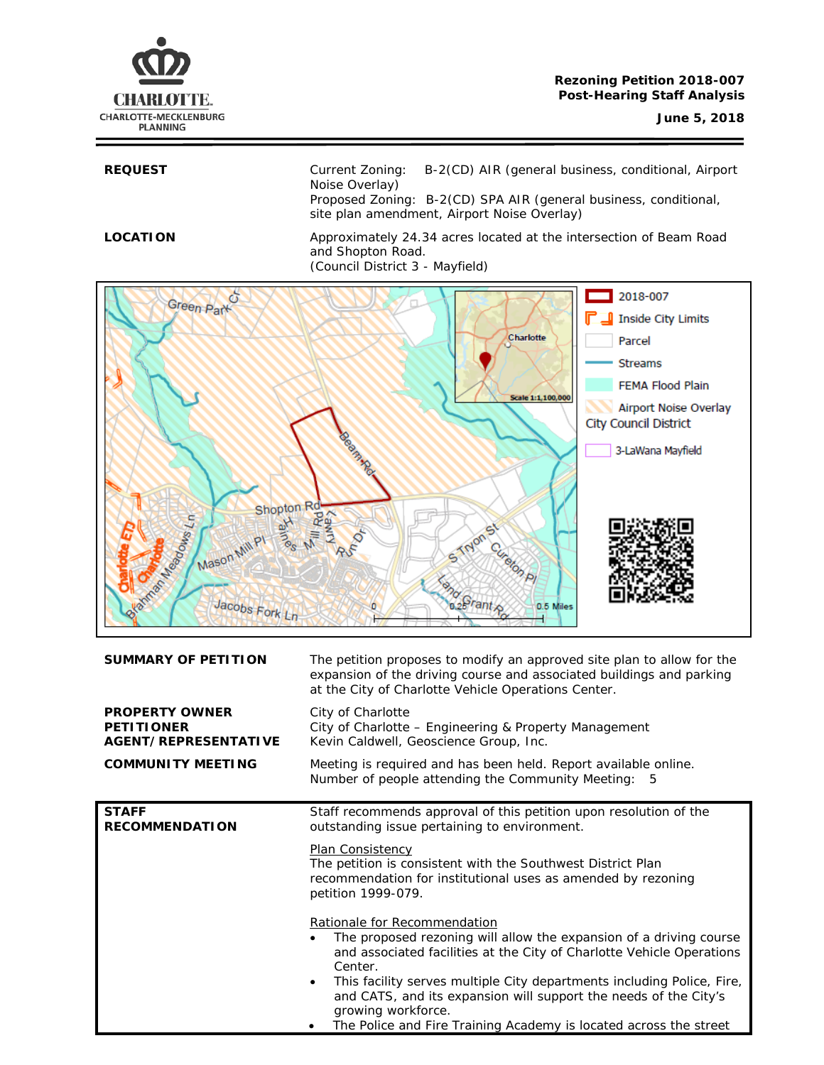**Rezoning Petition 2018-007**
**Post-Hearing Staff Analysis**
**June 5, 2018**

| | |
|---|---|
| **REQUEST** | Current Zoning: B-2(CD) AIR (general business, conditional, Airport Noise Overlay)<br>Proposed Zoning: B-2(CD) SPA AIR (general business, conditional, site plan amendment, Airport Noise Overlay) |
| **LOCATION** | Approximately 24.34 acres located at the intersection of Beam Road and Shopton Road.<br>(Council District 3 - Mayfield) |

| | |
|---|---|
| **SUMMARY OF PETITION** | The petition proposes to modify an approved site plan to allow for the expansion of the driving course and associated buildings and parking at the City of Charlotte Vehicle Operations Center. |
| **PROPERTY OWNER** | City of Charlotte |
| **PETITIONER** | City of Charlotte – Engineering & Property Management |
| **AGENT/REPRESENTATIVE** | Kevin Caldwell, Geoscience Group, Inc. |
| **COMMUNITY MEETING** | Meeting is required and has been held. Report available online.<br>Number of people attending the Community Meeting: 5 |

**STAFF RECOMMENDATION**

Staff recommends approval of this petition upon resolution of the outstanding issue pertaining to environment.

Plan Consistency

The petition is consistent with the Southwest District Plan recommendation for institutional uses as amended by rezoning petition 1999-079.

Rationale for Recommendation

- The proposed rezoning will allow the expansion of a driving course and associated facilities at the City of Charlotte Vehicle Operations Center.
- This facility serves multiple City departments including Police, Fire, and CATS, and its expansion will support the needs of the City's growing workforce.
- The Police and Fire Training Academy is located across the street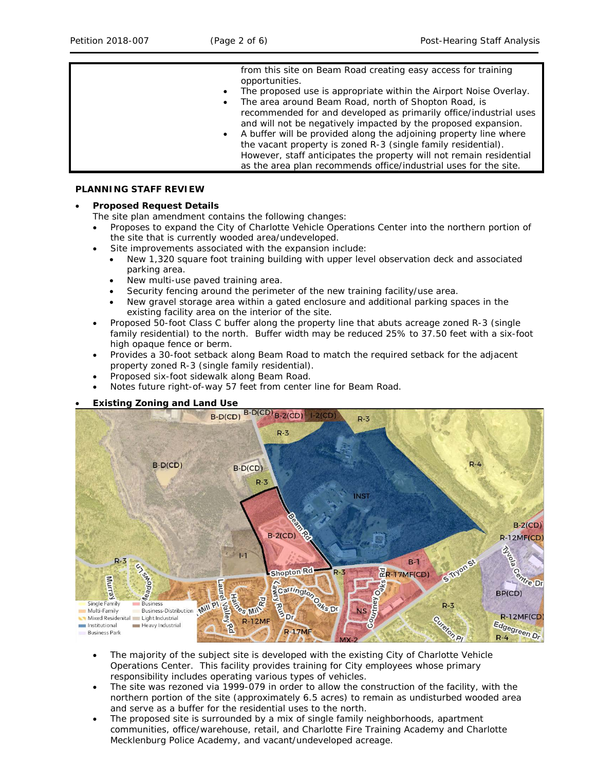| | from this site on Beam Road creating easy access for training opportunities.<br>• The proposed use is appropriate within the Airport Noise Overlay.<br>• The area around Beam Road, north of Shopton Road, is recommended for and developed as primarily office/industrial uses and will not be negatively impacted by the proposed expansion.<br>• A buffer will be provided along the adjoining property line where the vacant property is zoned R-3 (single family residential). However, staff anticipates the property will not remain residential as the area plan recommends office/industrial uses for the site. |
|---|---|

**PLANNING STAFF REVIEW**

- **Proposed Request Details**
  The site plan amendment contains the following changes:
  - Proposes to expand the City of Charlotte Vehicle Operations Center into the northern portion of the site that is currently wooded area/undeveloped.
  - Site improvements associated with the expansion include:
    - New 1,320 square foot training building with upper level observation deck and associated parking area.
    - New multi-use paved training area.
    - Security fencing around the perimeter of the new training facility/use area.
    - New gravel storage area within a gated enclosure and additional parking spaces in the existing facility area on the interior of the site.
  - Proposed 50-foot Class C buffer along the property line that abuts acreage zoned R-3 (single family residential) to the north. Buffer width may be reduced 25% to 37.50 feet with a six-foot high opaque fence or berm.
  - Provides a 30-foot setback along Beam Road to match the required setback for the adjacent property zoned R-3 (single family residential).
  - Proposed six-foot sidewalk along Beam Road.
  - Notes future right-of-way 57 feet from center line for Beam Road.

- **Existing Zoning and Land Use**

  - The majority of the subject site is developed with the existing City of Charlotte Vehicle Operations Center. This facility provides training for City employees whose primary responsibility includes operating various types of vehicles.
  - The site was rezoned via 1999-079 in order to allow the construction of the facility, with the northern portion of the site (approximately 6.5 acres) to remain as undisturbed wooded area and serve as a buffer for the residential uses to the north.
  - The proposed site is surrounded by a mix of single family neighborhoods, apartment communities, office/warehouse, retail, and Charlotte Fire Training Academy and Charlotte Mecklenburg Police Academy, and vacant/undeveloped acreage.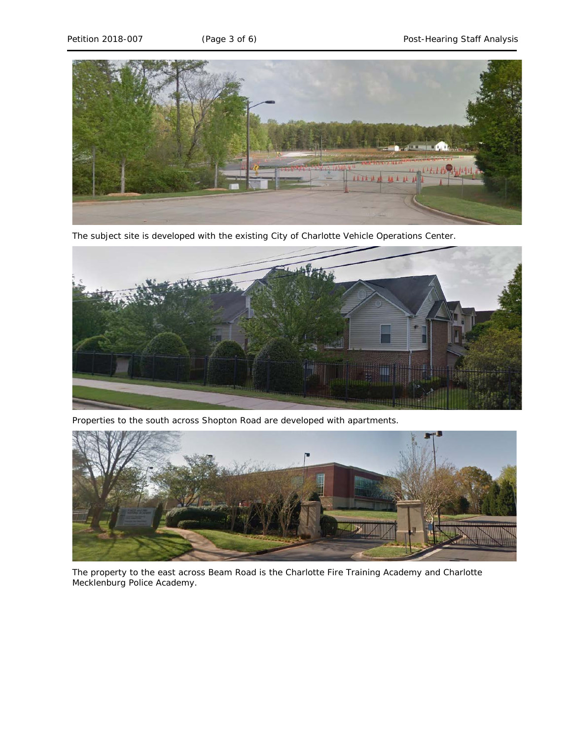The subject site is developed with the existing City of Charlotte Vehicle Operations Center.

Properties to the south across Shopton Road are developed with apartments.

The property to the east across Beam Road is the Charlotte Fire Training Academy and Charlotte Mecklenburg Police Academy.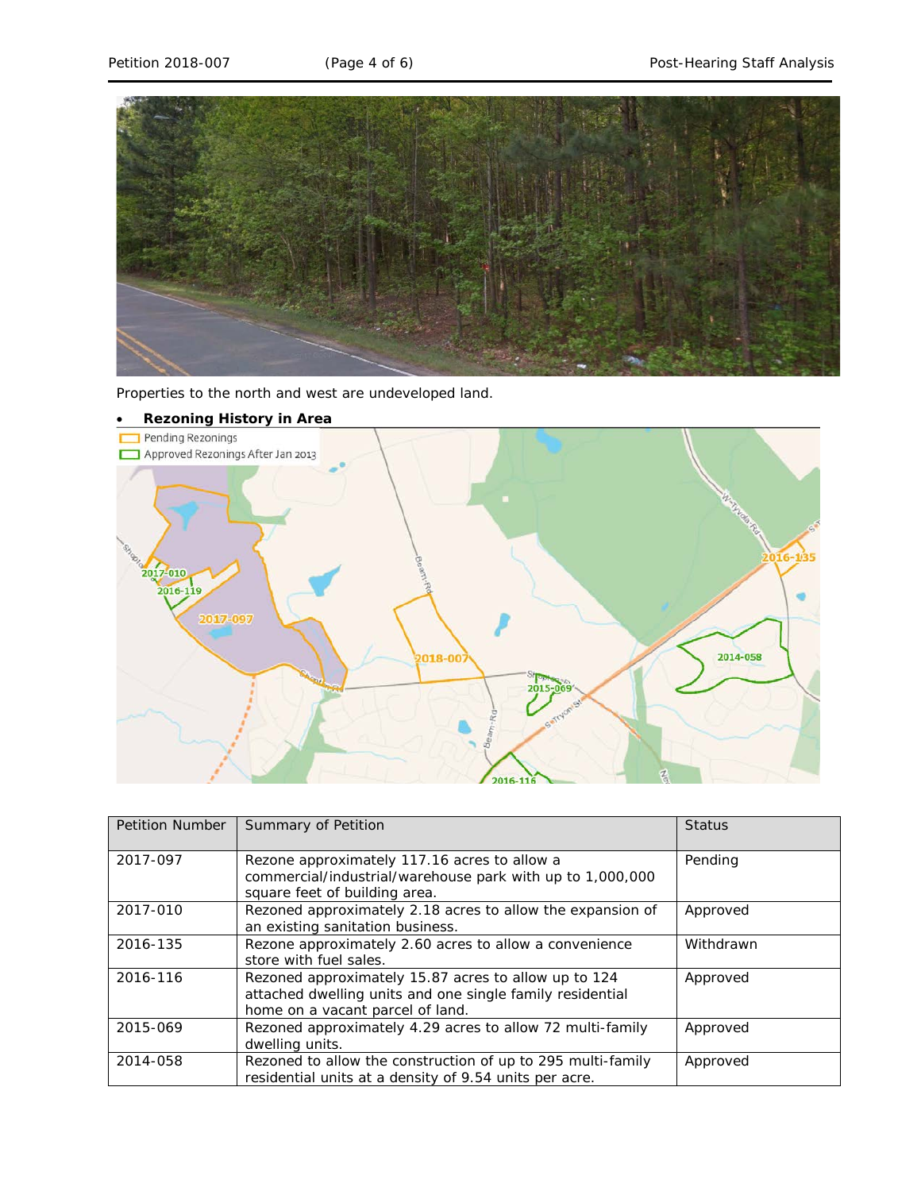Properties to the north and west are undeveloped land.

- **Rezoning History in Area**

| Petition Number | Summary of Petition | Status |
|---|---|---|
| 2017-097 | Rezone approximately 117.16 acres to allow a commercial/industrial/warehouse park with up to 1,000,000 square feet of building area. | Pending |
| 2017-010 | Rezoned approximately 2.18 acres to allow the expansion of an existing sanitation business. | Approved |
| 2016-135 | Rezone approximately 2.60 acres to allow a convenience store with fuel sales. | Withdrawn |
| 2016-116 | Rezoned approximately 15.87 acres to allow up to 124 attached dwelling units and one single family residential home on a vacant parcel of land. | Approved |
| 2015-069 | Rezoned approximately 4.29 acres to allow 72 multi-family dwelling units. | Approved |
| 2014-058 | Rezoned to allow the construction of up to 295 multi-family residential units at a density of 9.54 units per acre. | Approved |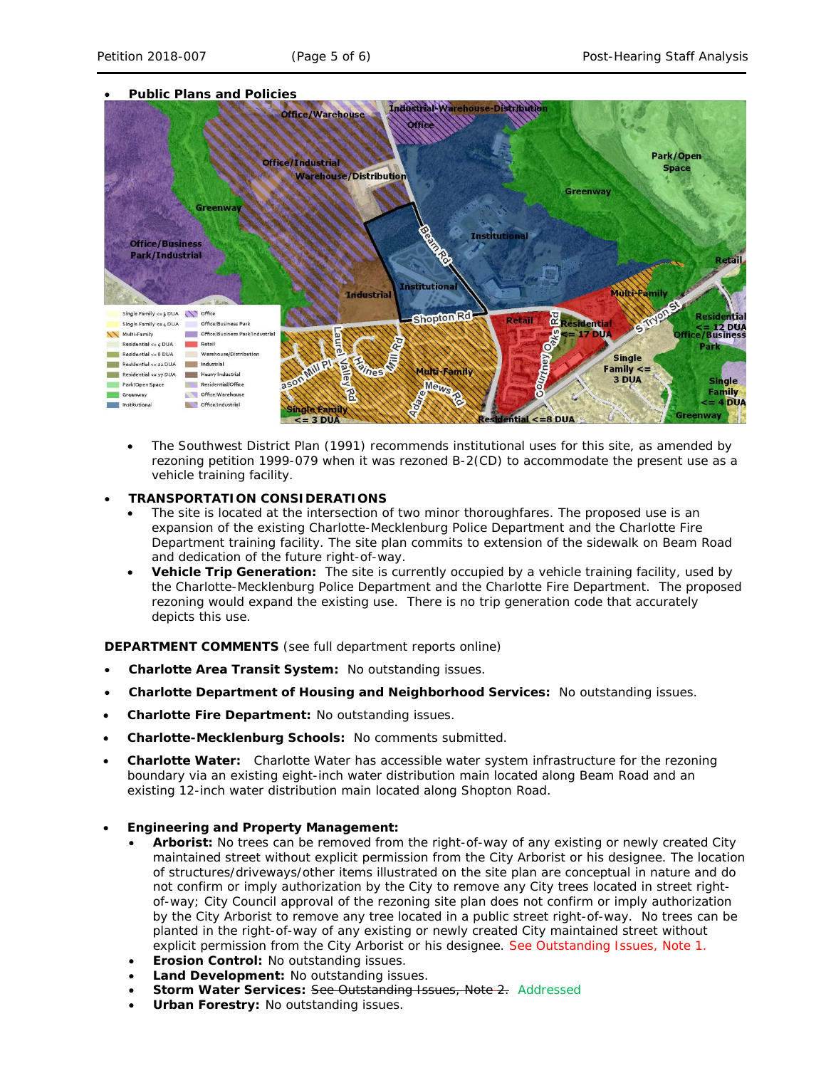- **Public Plans and Policies**

  - The Southwest District Plan (1991) recommends institutional uses for this site, as amended by rezoning petition 1999-079 when it was rezoned B-2(CD) to accommodate the present use as a vehicle training facility.

- **TRANSPORTATION CONSIDERATIONS**
  - The site is located at the intersection of two minor thoroughfares. The proposed use is an expansion of the existing Charlotte-Mecklenburg Police Department and the Charlotte Fire Department training facility. The site plan commits to extension of the sidewalk on Beam Road and dedication of the future right-of-way.
  - **Vehicle Trip Generation:** The site is currently occupied by a vehicle training facility, used by the Charlotte-Mecklenburg Police Department and the Charlotte Fire Department. The proposed rezoning would expand the existing use. There is no trip generation code that accurately depicts this use.

**DEPARTMENT COMMENTS** (see full department reports online)

- **Charlotte Area Transit System:** No outstanding issues.
- **Charlotte Department of Housing and Neighborhood Services:** No outstanding issues.
- **Charlotte Fire Department:** No outstanding issues.
- **Charlotte-Mecklenburg Schools:** No comments submitted.
- **Charlotte Water:** Charlotte Water has accessible water system infrastructure for the rezoning boundary via an existing eight-inch water distribution main located along Beam Road and an existing 12-inch water distribution main located along Shopton Road.

- **Engineering and Property Management:**
  - **Arborist:** No trees can be removed from the right-of-way of any existing or newly created City maintained street without explicit permission from the City Arborist or his designee. The location of structures/driveways/other items illustrated on the site plan are conceptual in nature and do not confirm or imply authorization by the City to remove any City trees located in street right-of-way; City Council approval of the rezoning site plan does not confirm or imply authorization by the City Arborist to remove any tree located in a public street right-of-way. No trees can be planted in the right-of-way of any existing or newly created City maintained street without explicit permission from the City Arborist or his designee. See Outstanding Issues, Note 1.
  - **Erosion Control:** No outstanding issues.
  - **Land Development:** No outstanding issues.
  - **Storm Water Services:** ~~See Outstanding Issues, Note 2.~~ Addressed
  - **Urban Forestry:** No outstanding issues.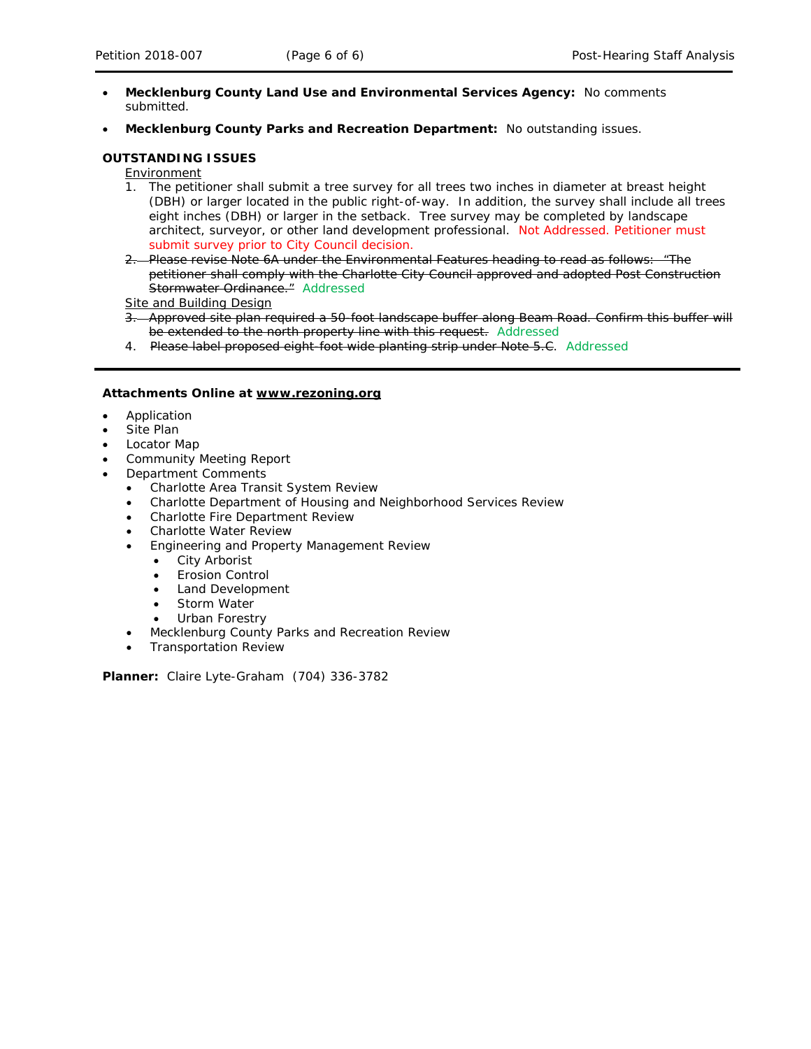- **Mecklenburg County Land Use and Environmental Services Agency:** No comments submitted.
- **Mecklenburg County Parks and Recreation Department:** No outstanding issues.

**OUTSTANDING ISSUES**

Environment

1. The petitioner shall submit a tree survey for all trees two inches in diameter at breast height (DBH) or larger located in the public right-of-way. In addition, the survey shall include all trees eight inches (DBH) or larger in the setback. Tree survey may be completed by landscape architect, surveyor, or other land development professional. Not Addressed. Petitioner must submit survey prior to City Council decision.
2. ~~Please revise Note 6A under the Environmental Features heading to read as follows: "The petitioner shall comply with the Charlotte City Council approved and adopted Post Construction Stormwater Ordinance."~~ Addressed

Site and Building Design

3. ~~Approved site plan required a 50-foot landscape buffer along Beam Road. Confirm this buffer will be extended to the north property line with this request.~~ Addressed
4. ~~Please label proposed eight-foot wide planting strip under Note 5.C~~. Addressed

---

**Attachments Online at www.rezoning.org**

- Application
- Site Plan
- Locator Map
- Community Meeting Report
- Department Comments
  - Charlotte Area Transit System Review
  - Charlotte Department of Housing and Neighborhood Services Review
  - Charlotte Fire Department Review
  - Charlotte Water Review
  - Engineering and Property Management Review
    - City Arborist
    - Erosion Control
    - Land Development
    - Storm Water
    - Urban Forestry
  - Mecklenburg County Parks and Recreation Review
  - Transportation Review

**Planner:** Claire Lyte-Graham (704) 336-3782